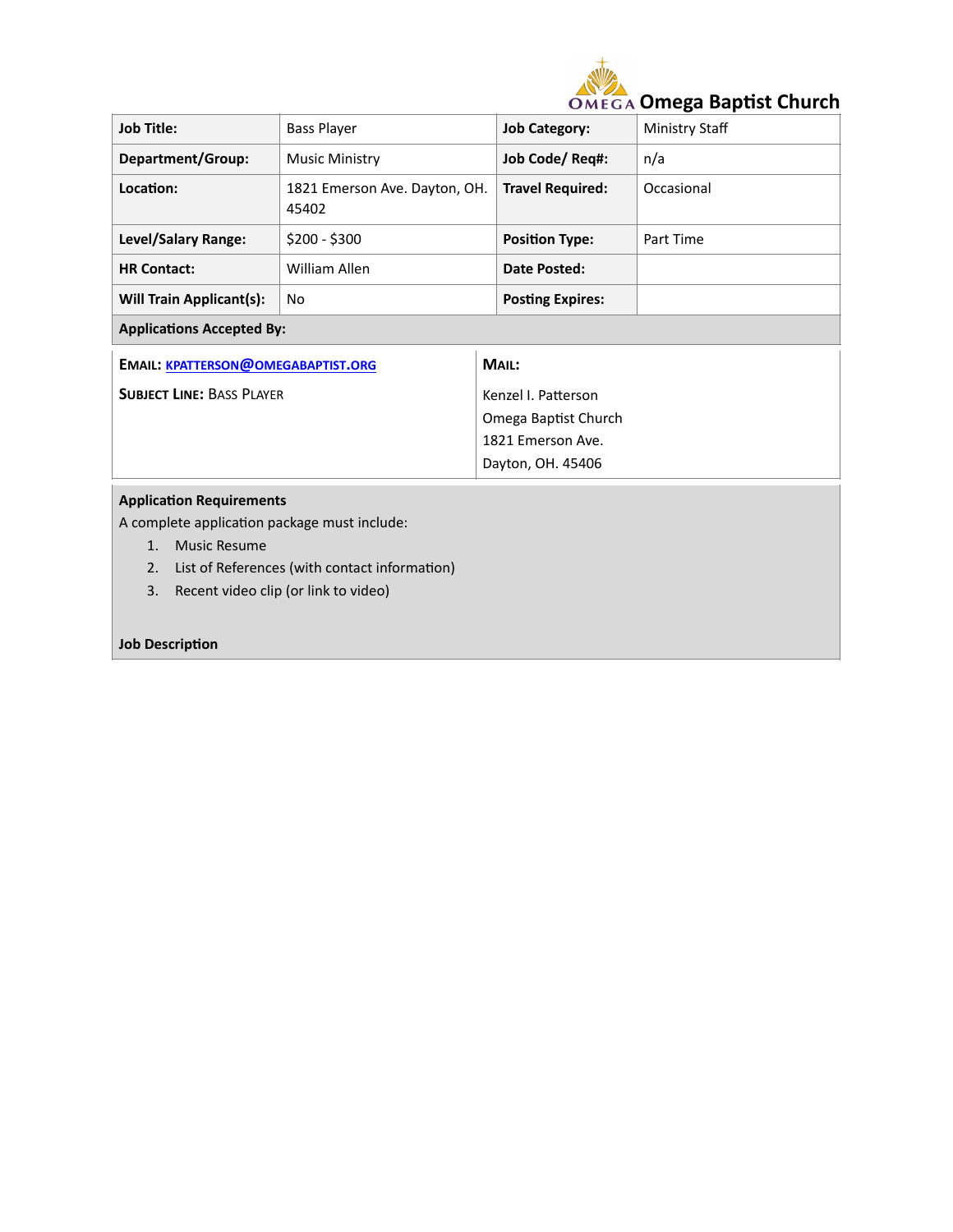# Omega Baptist Church

| Job Title: | Bass Player | Job Category: | Ministry Staff |
|---|---|---|---|
| Department/Group: | Music Ministry | Job Code/ Req#: | n/a |
| Location: | 1821 Emerson Ave. Dayton, OH. 45402 | Travel Required: | Occasional |
| Level/Salary Range: | $200 - $300 | Position Type: | Part Time |
| HR Contact: | William Allen | Date Posted: | |
| Will Train Applicant(s): | No | Posting Expires: | |

**Applications Accepted By:**

| **EMAIL:** KPATTERSON@OMEGABAPTIST.ORG | **MAIL:** |
|---|---|
| **SUBJECT LINE:** BASS PLAYER | Kenzel I. Patterson<br>Omega Baptist Church<br>1821 Emerson Ave.<br>Dayton, OH. 45406 |

**Application Requirements**

A complete application package must include:

1. Music Resume
2. List of References (with contact information)
3. Recent video clip (or link to video)

**Job Description**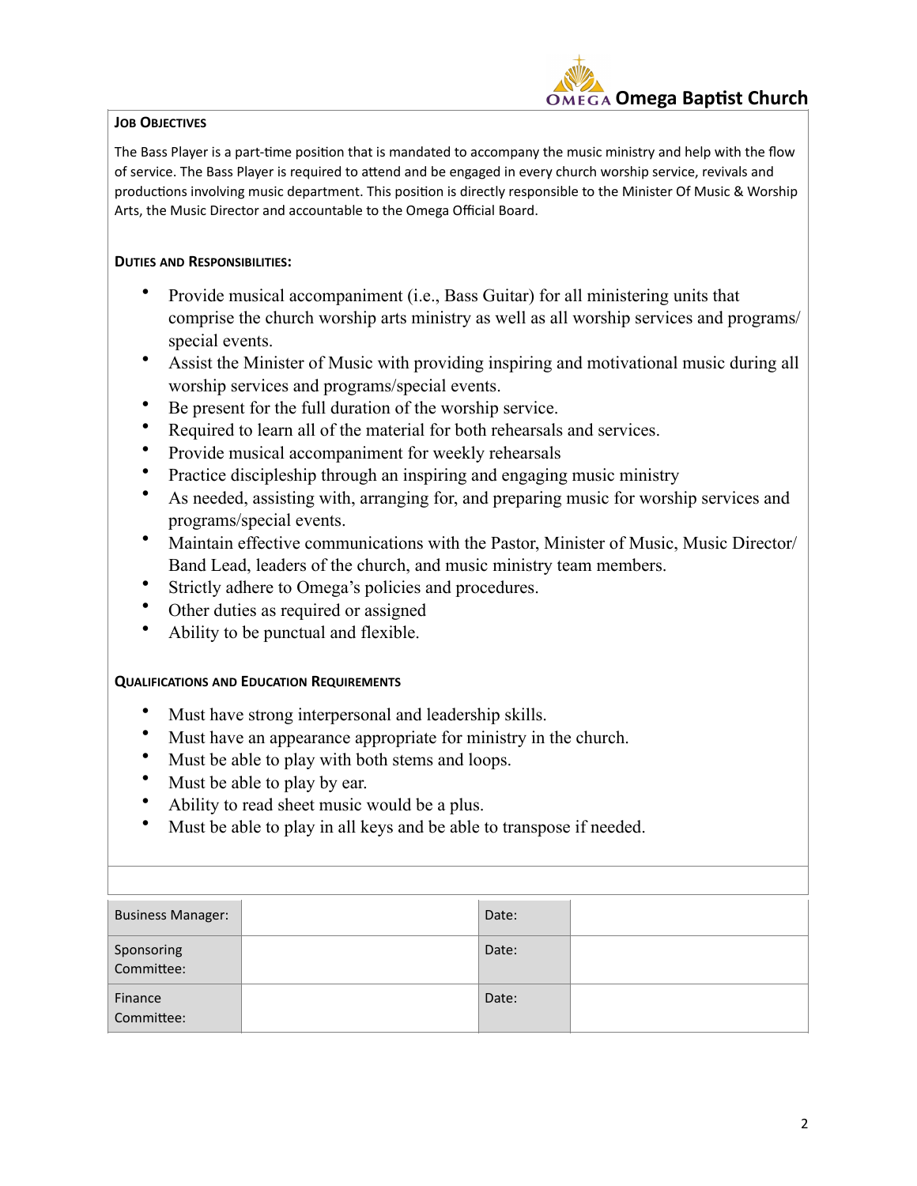### Job Objectives

The Bass Player is a part-time position that is mandated to accompany the music ministry and help with the flow of service. The Bass Player is required to attend and be engaged in every church worship service, revivals and productions involving music department. This position is directly responsible to the Minister Of Music & Worship Arts, the Music Director and accountable to the Omega Official Board.

### Duties and Responsibilities:

- Provide musical accompaniment (i.e., Bass Guitar) for all ministering units that comprise the church worship arts ministry as well as all worship services and programs/ special events.
- Assist the Minister of Music with providing inspiring and motivational music during all worship services and programs/special events.
- Be present for the full duration of the worship service.
- Required to learn all of the material for both rehearsals and services.
- Provide musical accompaniment for weekly rehearsals
- Practice discipleship through an inspiring and engaging music ministry
- As needed, assisting with, arranging for, and preparing music for worship services and programs/special events.
- Maintain effective communications with the Pastor, Minister of Music, Music Director/ Band Lead, leaders of the church, and music ministry team members.
- Strictly adhere to Omega's policies and procedures.
- Other duties as required or assigned
- Ability to be punctual and flexible.

### Qualifications and Education Requirements

- Must have strong interpersonal and leadership skills.
- Must have an appearance appropriate for ministry in the church.
- Must be able to play with both stems and loops.
- Must be able to play by ear.
- Ability to read sheet music would be a plus.
- Must be able to play in all keys and be able to transpose if needed.

| Business Manager: | | Date: | |
|---|---|---|---|
| Sponsoring Committee: | | Date: | |
| Finance Committee: | | Date: | |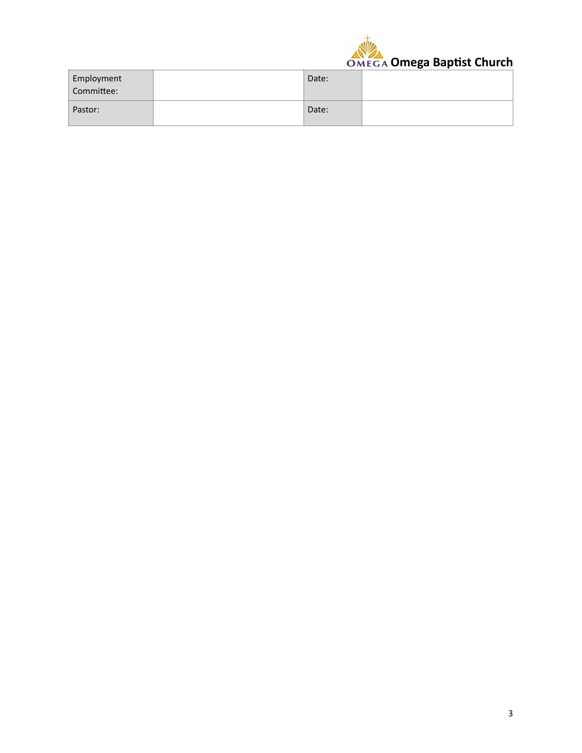| | | | |
|---|---|---|---|
| Employment Committee: | | Date: | |
| Pastor: | | Date: | |